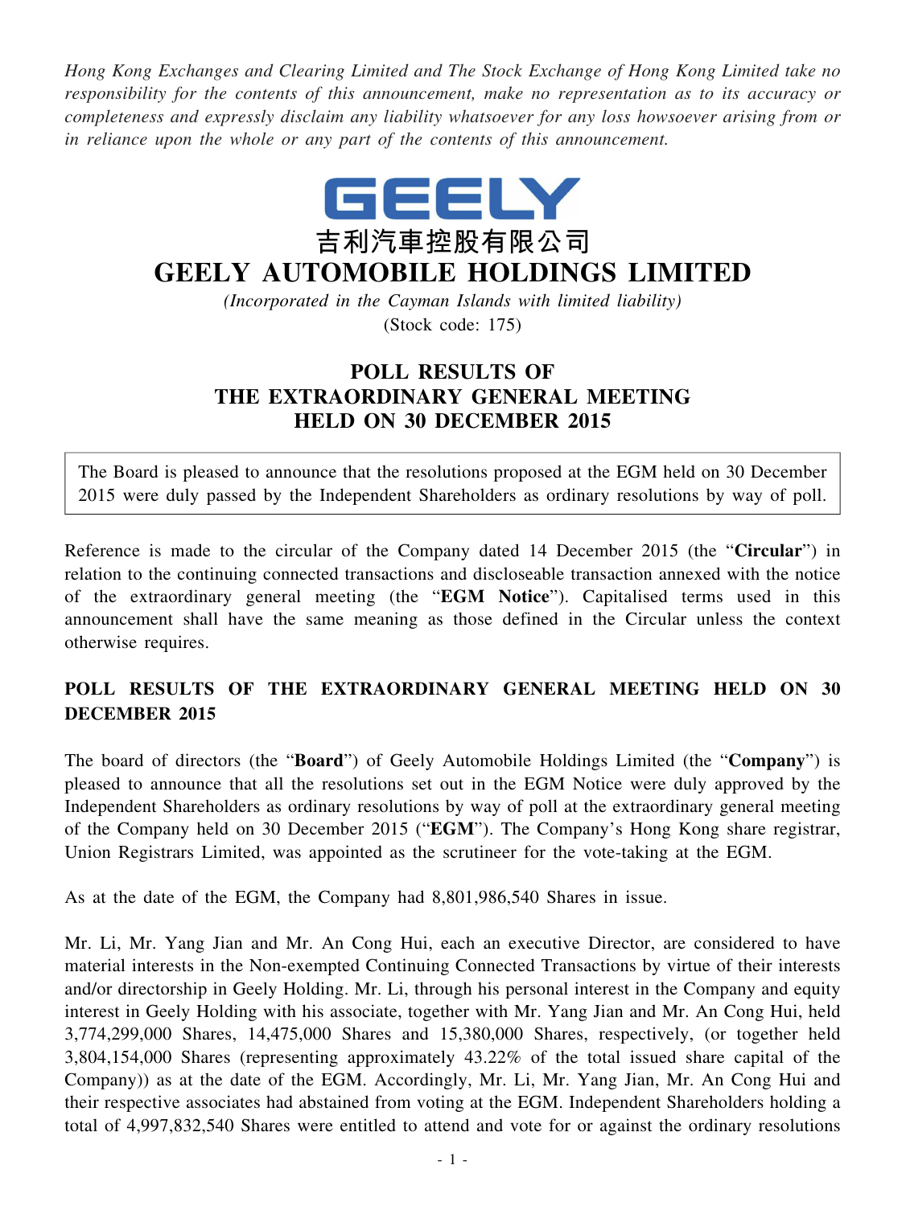*Hong Kong Exchanges and Clearing Limited and The Stock Exchange of Hong Kong Limited take no responsibility for the contents of this announcement, make no representation as to its accuracy or completeness and expressly disclaim any liability whatsoever for any loss howsoever arising from or in reliance upon the whole or any part of the contents of this announcement.*

GEELY

吉利汽車控股有限公司

# GEELY AUTOMOBILE HOLDINGS LIMITED

*(Incorporated in the Cayman Islands with limited liability)*

(Stock code: 175)

## POLL RESULTS OF THE EXTRAORDINARY GENERAL MEETING HELD ON 30 DECEMBER 2015

The Board is pleased to announce that the resolutions proposed at the EGM held on 30 December 2015 were duly passed by the Independent Shareholders as ordinary resolutions by way of poll.

Reference is made to the circular of the Company dated 14 December 2015 (the "**Circular**") in relation to the continuing connected transactions and discloseable transaction annexed with the notice of the extraordinary general meeting (the "**EGM Notice**"). Capitalised terms used in this announcement shall have the same meaning as those defined in the Circular unless the context otherwise requires.

### POLL RESULTS OF THE EXTRAORDINARY GENERAL MEETING HELD ON 30 DECEMBER 2015

The board of directors (the "**Board**") of Geely Automobile Holdings Limited (the "**Company**") is pleased to announce that all the resolutions set out in the EGM Notice were duly approved by the Independent Shareholders as ordinary resolutions by way of poll at the extraordinary general meeting of the Company held on 30 December 2015 ("**EGM**"). The Company's Hong Kong share registrar, Union Registrars Limited, was appointed as the scrutineer for the vote-taking at the EGM.

As at the date of the EGM, the Company had 8,801,986,540 Shares in issue.

Mr. Li, Mr. Yang Jian and Mr. An Cong Hui, each an executive Director, are considered to have material interests in the Non-exempted Continuing Connected Transactions by virtue of their interests and/or directorship in Geely Holding. Mr. Li, through his personal interest in the Company and equity interest in Geely Holding with his associate, together with Mr. Yang Jian and Mr. An Cong Hui, held 3,774,299,000 Shares, 14,475,000 Shares and 15,380,000 Shares, respectively, (or together held 3,804,154,000 Shares (representing approximately 43.22% of the total issued share capital of the Company)) as at the date of the EGM. Accordingly, Mr. Li, Mr. Yang Jian, Mr. An Cong Hui and their respective associates had abstained from voting at the EGM. Independent Shareholders holding a total of 4,997,832,540 Shares were entitled to attend and vote for or against the ordinary resolutions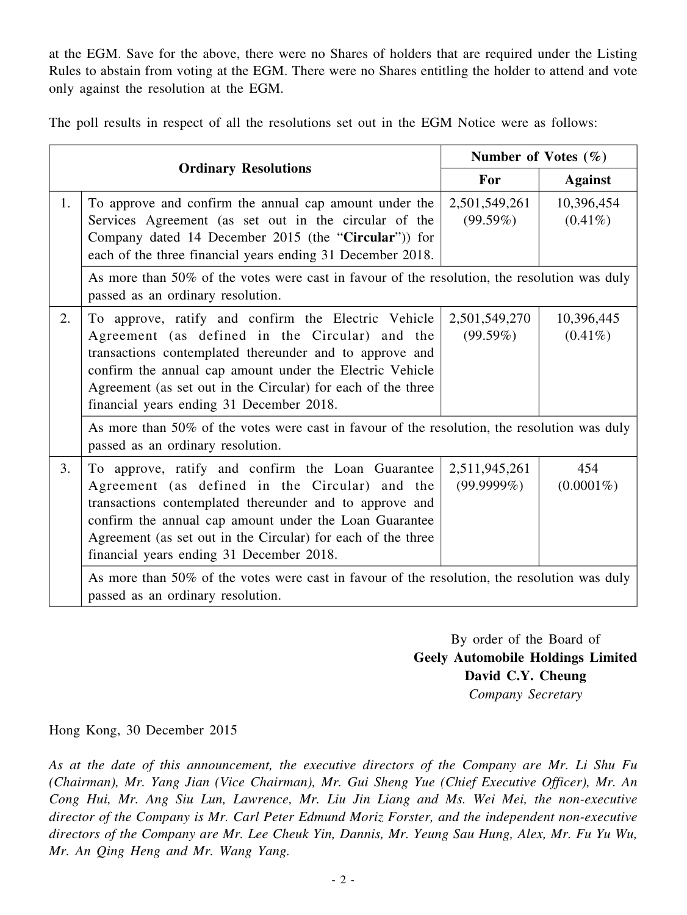at the EGM. Save for the above, there were no Shares of holders that are required under the Listing Rules to abstain from voting at the EGM. There were no Shares entitling the holder to attend and vote only against the resolution at the EGM.

The poll results in respect of all the resolutions set out in the EGM Notice were as follows:

| Ordinary Resolutions | | Number of Votes (%) | |
|---|---|---|---|
| | | **For** | **Against** |
| 1. | To approve and confirm the annual cap amount under the Services Agreement (as set out in the circular of the Company dated 14 December 2015 (the "**Circular**")) for each of the three financial years ending 31 December 2018. | 2,501,549,261 (99.59%) | 10,396,454 (0.41%) |
| | As more than 50% of the votes were cast in favour of the resolution, the resolution was duly passed as an ordinary resolution. | | |
| 2. | To approve, ratify and confirm the Electric Vehicle Agreement (as defined in the Circular) and the transactions contemplated thereunder and to approve and confirm the annual cap amount under the Electric Vehicle Agreement (as set out in the Circular) for each of the three financial years ending 31 December 2018. | 2,501,549,270 (99.59%) | 10,396,445 (0.41%) |
| | As more than 50% of the votes were cast in favour of the resolution, the resolution was duly passed as an ordinary resolution. | | |
| 3. | To approve, ratify and confirm the Loan Guarantee Agreement (as defined in the Circular) and the transactions contemplated thereunder and to approve and confirm the annual cap amount under the Loan Guarantee Agreement (as set out in the Circular) for each of the three financial years ending 31 December 2018. | 2,511,945,261 (99.9999%) | 454 (0.0001%) |
| | As more than 50% of the votes were cast in favour of the resolution, the resolution was duly passed as an ordinary resolution. | | |

By order of the Board of
**Geely Automobile Holdings Limited**
**David C.Y. Cheung**
*Company Secretary*

Hong Kong, 30 December 2015

*As at the date of this announcement, the executive directors of the Company are Mr. Li Shu Fu (Chairman), Mr. Yang Jian (Vice Chairman), Mr. Gui Sheng Yue (Chief Executive Officer), Mr. An Cong Hui, Mr. Ang Siu Lun, Lawrence, Mr. Liu Jin Liang and Ms. Wei Mei, the non-executive director of the Company is Mr. Carl Peter Edmund Moriz Forster, and the independent non-executive directors of the Company are Mr. Lee Cheuk Yin, Dannis, Mr. Yeung Sau Hung, Alex, Mr. Fu Yu Wu, Mr. An Qing Heng and Mr. Wang Yang.*